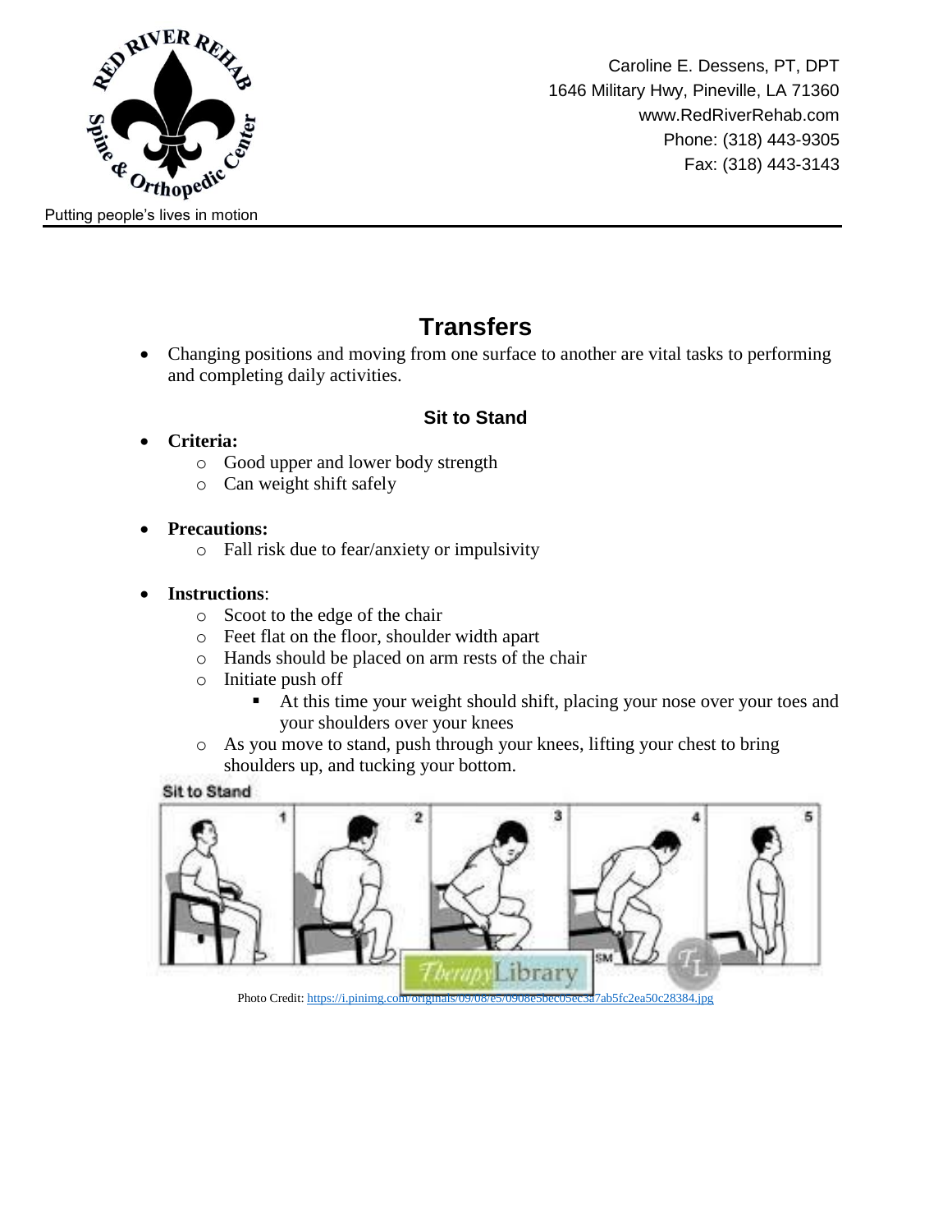Caroline E. Dessens, PT, DPT
1646 Military Hwy, Pineville, LA 71360
www.RedRiverRehab.com
Phone: (318) 443-9305
Fax: (318) 443-3143

Putting people's lives in motion

# Transfers

- Changing positions and moving from one surface to another are vital tasks to performing and completing daily activities.

## Sit to Stand

- **Criteria:**
  - Good upper and lower body strength
  - Can weight shift safely

- **Precautions:**
  - Fall risk due to fear/anxiety or impulsivity

- **Instructions**:
  - Scoot to the edge of the chair
  - Feet flat on the floor, shoulder width apart
  - Hands should be placed on arm rests of the chair
  - Initiate push off
    - At this time your weight should shift, placing your nose over your toes and your shoulders over your knees
  - As you move to stand, push through your knees, lifting your chest to bring shoulders up, and tucking your bottom.

Photo Credit: https://i.pinimg.com/originals/09/08/e5/0908e5bec05ec3a7ab5fc2ea50c28384.jpg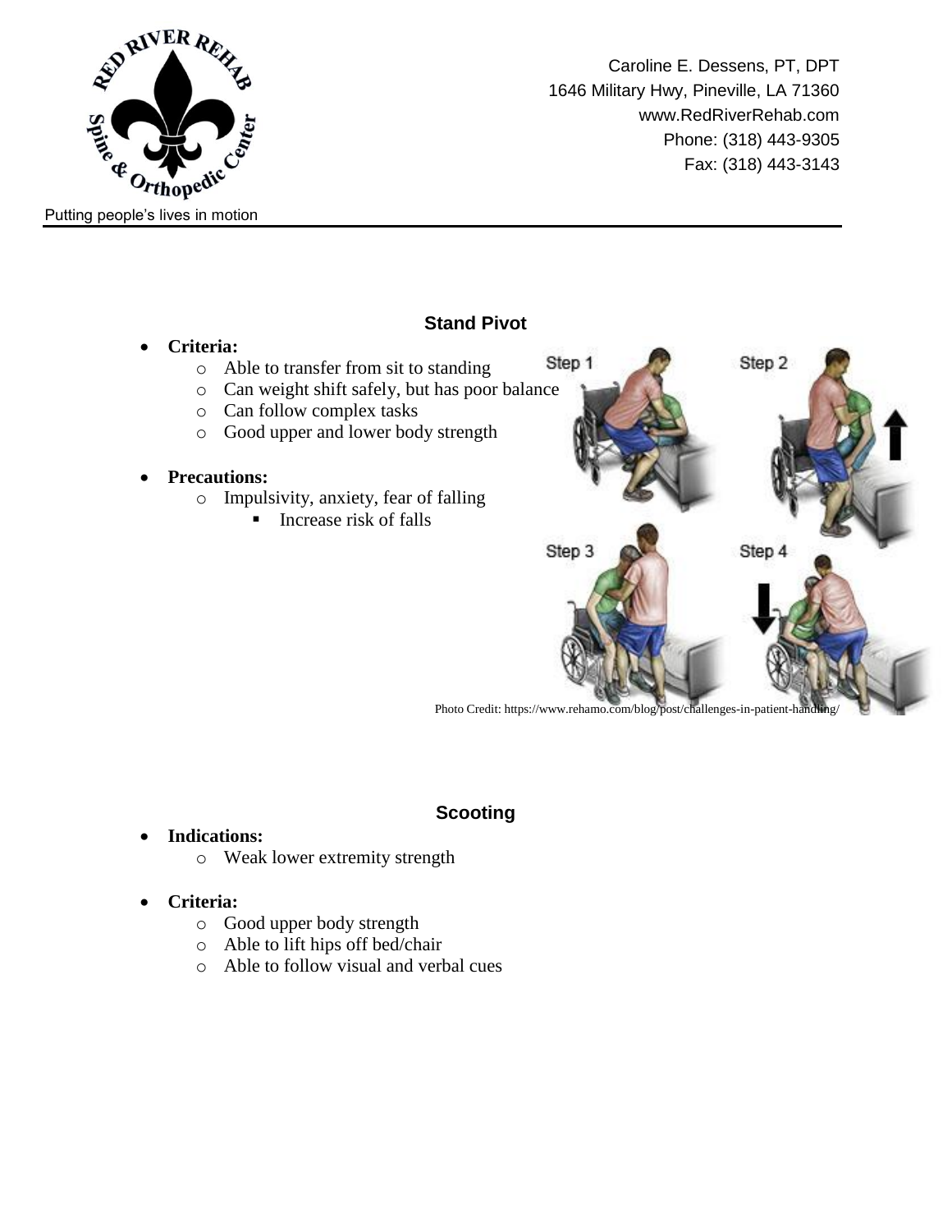## Stand Pivot

- **Criteria:**
  - Able to transfer from sit to standing
  - Can weight shift safely, but has poor balance
  - Can follow complex tasks
  - Good upper and lower body strength

- **Precautions:**
  - Impulsivity, anxiety, fear of falling
    - Increase risk of falls

Photo Credit: https://www.rehamo.com/blog/post/challenges-in-patient-handling/

## Scooting

- **Indications:**
  - Weak lower extremity strength

- **Criteria:**
  - Good upper body strength
  - Able to lift hips off bed/chair
  - Able to follow visual and verbal cues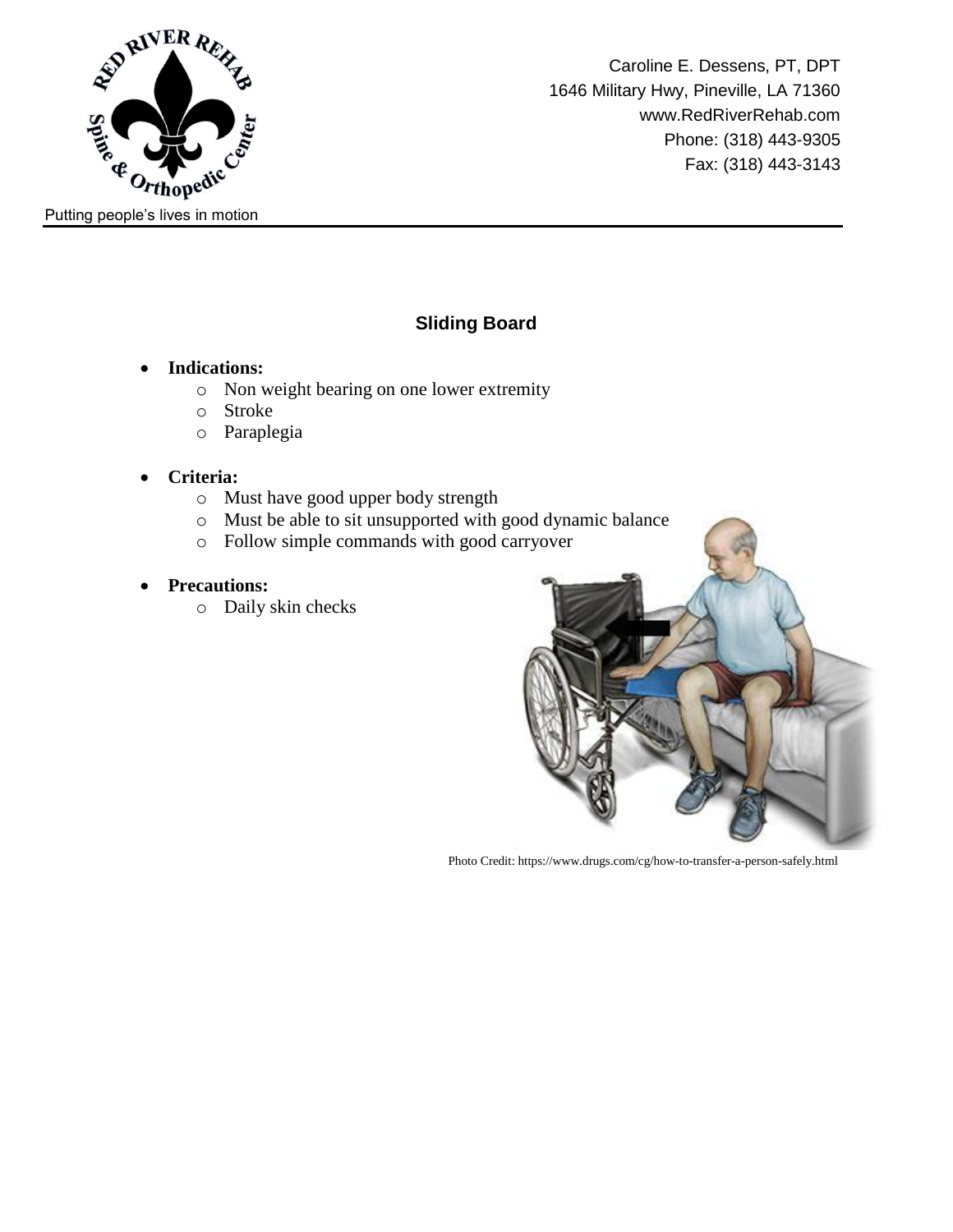Caroline E. Dessens, PT, DPT
1646 Military Hwy, Pineville, LA 71360
www.RedRiverRehab.com
Phone: (318) 443-9305
Fax: (318) 443-3143

Putting people's lives in motion

## Sliding Board

- **Indications:**
  - Non weight bearing on one lower extremity
  - Stroke
  - Paraplegia
- **Criteria:**
  - Must have good upper body strength
  - Must be able to sit unsupported with good dynamic balance
  - Follow simple commands with good carryover
- **Precautions:**
  - Daily skin checks

Photo Credit: https://www.drugs.com/cg/how-to-transfer-a-person-safely.html